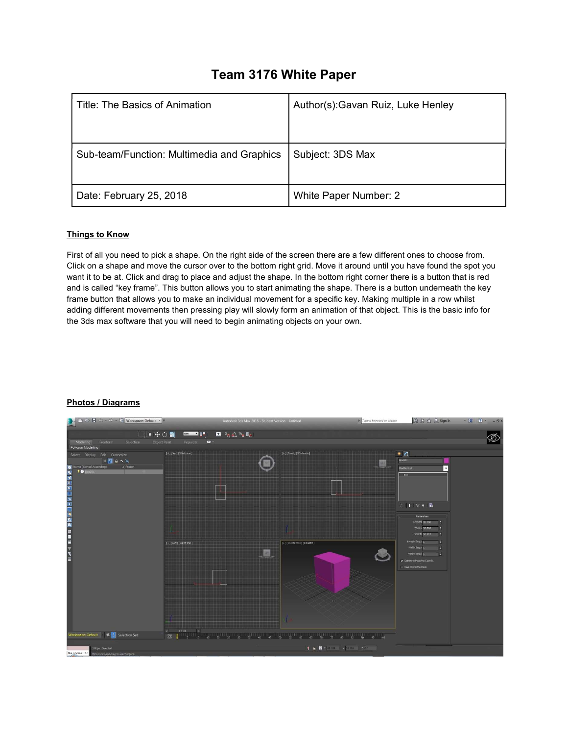# Team 3176 White Paper

| Title: The Basics of Animation | Author(s):Gavan Ruiz, Luke Henley |
|---|---|
| Sub-team/Function: Multimedia and Graphics | Subject: 3DS Max |
| Date: February 25, 2018 | White Paper Number: 2 |

**Things to Know**

First of all you need to pick a shape. On the right side of the screen there are a few different ones to choose from. Click on a shape and move the cursor over to the bottom right grid. Move it around until you have found the spot you want it to be at. Click and drag to place and adjust the shape. In the bottom right corner there is a button that is red and is called "key frame". This button allows you to start animating the shape. There is a button underneath the key frame button that allows you to make an individual movement for a specific key. Making multiple in a row whilst adding different movements then pressing play will slowly form an animation of that object. This is the basic info for the 3ds max software that you will need to begin animating objects on your own.

**Photos / Diagrams**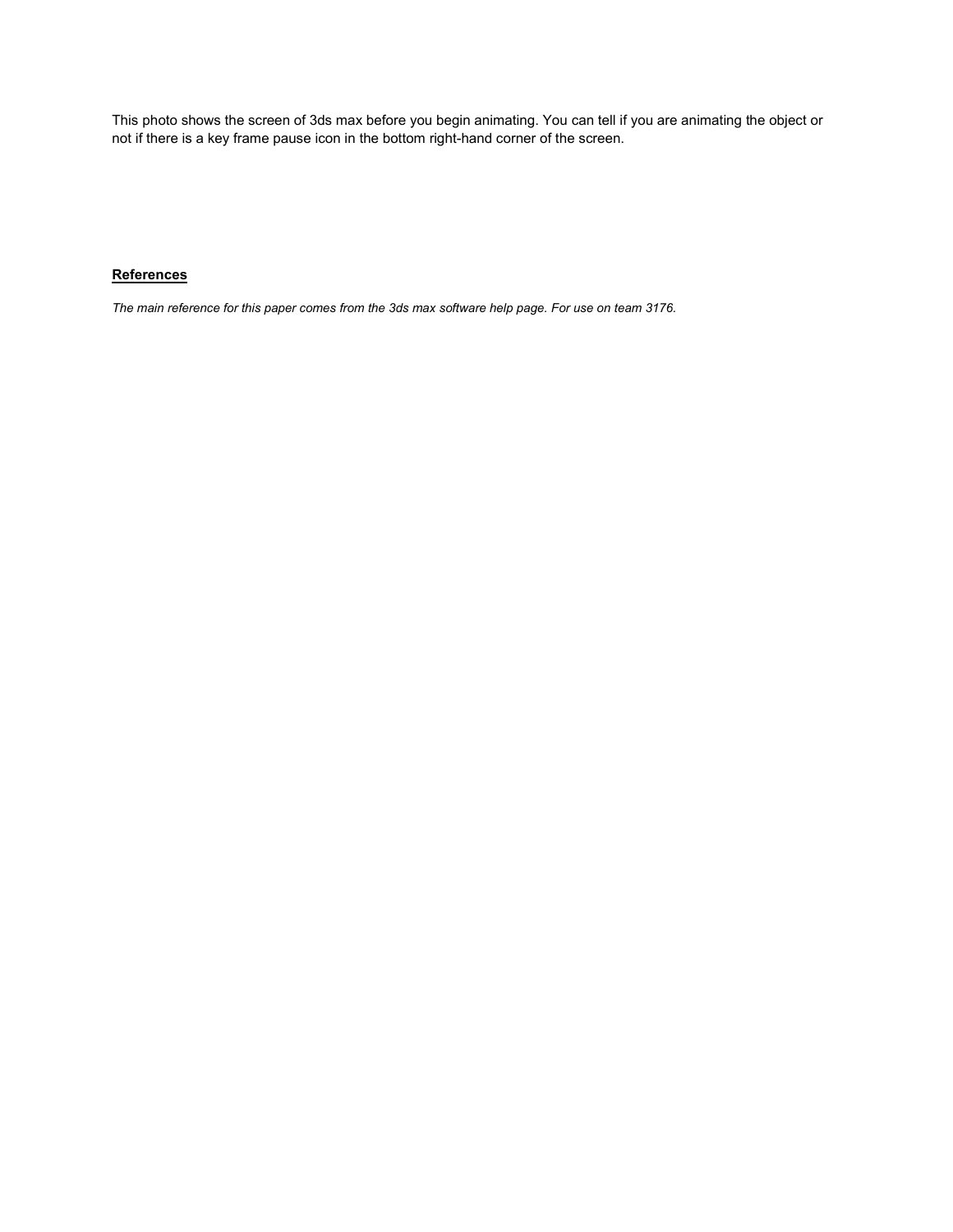This photo shows the screen of 3ds max before you begin animating. You can tell if you are animating the object or not if there is a key frame pause icon in the bottom right-hand corner of the screen.

**References**

*The main reference for this paper comes from the 3ds max software help page. For use on team 3176.*